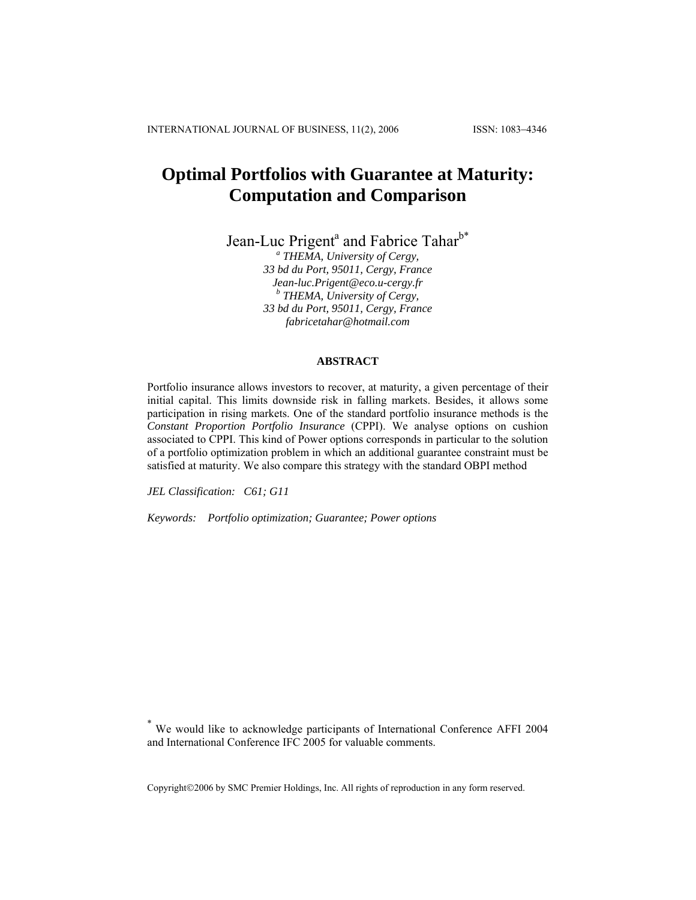# Optimal Portfolios with Guarantee at Maturity: Computation and Comparison

Jean-Luc Prigent[a] and Fabrice Tahar[b*]

[a] *THEMA, University of Cergy,*
*33 bd du Port, 95011, Cergy, France*
*Jean-luc.Prigent@eco.u-cergy.fr*
[b] *THEMA, University of Cergy,*
*33 bd du Port, 95011, Cergy, France*
*fabricetahar@hotmail.com*

## ABSTRACT

Portfolio insurance allows investors to recover, at maturity, a given percentage of their initial capital. This limits downside risk in falling markets. Besides, it allows some participation in rising markets. One of the standard portfolio insurance methods is the *Constant Proportion Portfolio Insurance* (CPPI). We analyse options on cushion associated to CPPI. This kind of Power options corresponds in particular to the solution of a portfolio optimization problem in which an additional guarantee constraint must be satisfied at maturity. We also compare this strategy with the standard OBPI method

*JEL Classification: C61; G11*

*Keywords: Portfolio optimization; Guarantee; Power options*

[*] We would like to acknowledge participants of International Conference AFFI 2004 and International Conference IFC 2005 for valuable comments.

Copyright©2006 by SMC Premier Holdings, Inc. All rights of reproduction in any form reserved.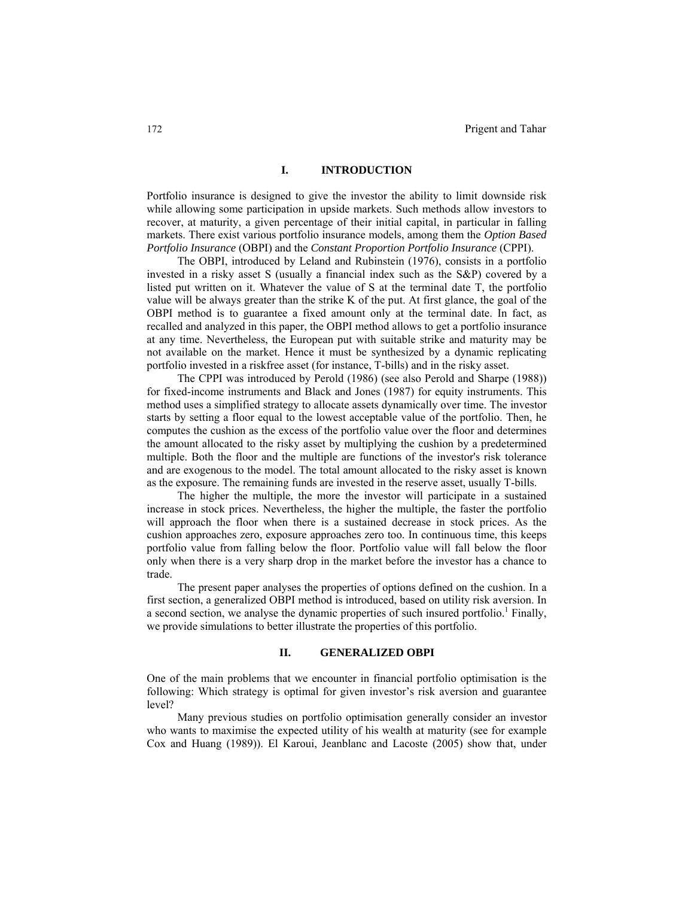## I. INTRODUCTION

Portfolio insurance is designed to give the investor the ability to limit downside risk while allowing some participation in upside markets. Such methods allow investors to recover, at maturity, a given percentage of their initial capital, in particular in falling markets. There exist various portfolio insurance models, among them the *Option Based Portfolio Insurance* (OBPI) and the *Constant Proportion Portfolio Insurance* (CPPI).

The OBPI, introduced by Leland and Rubinstein (1976), consists in a portfolio invested in a risky asset S (usually a financial index such as the S&P) covered by a listed put written on it. Whatever the value of S at the terminal date T, the portfolio value will be always greater than the strike K of the put. At first glance, the goal of the OBPI method is to guarantee a fixed amount only at the terminal date. In fact, as recalled and analyzed in this paper, the OBPI method allows to get a portfolio insurance at any time. Nevertheless, the European put with suitable strike and maturity may be not available on the market. Hence it must be synthesized by a dynamic replicating portfolio invested in a riskfree asset (for instance, T-bills) and in the risky asset.

The CPPI was introduced by Perold (1986) (see also Perold and Sharpe (1988)) for fixed-income instruments and Black and Jones (1987) for equity instruments. This method uses a simplified strategy to allocate assets dynamically over time. The investor starts by setting a floor equal to the lowest acceptable value of the portfolio. Then, he computes the cushion as the excess of the portfolio value over the floor and determines the amount allocated to the risky asset by multiplying the cushion by a predetermined multiple. Both the floor and the multiple are functions of the investor's risk tolerance and are exogenous to the model. The total amount allocated to the risky asset is known as the exposure. The remaining funds are invested in the reserve asset, usually T-bills.

The higher the multiple, the more the investor will participate in a sustained increase in stock prices. Nevertheless, the higher the multiple, the faster the portfolio will approach the floor when there is a sustained decrease in stock prices. As the cushion approaches zero, exposure approaches zero too. In continuous time, this keeps portfolio value from falling below the floor. Portfolio value will fall below the floor only when there is a very sharp drop in the market before the investor has a chance to trade.

The present paper analyses the properties of options defined on the cushion. In a first section, a generalized OBPI method is introduced, based on utility risk aversion. In a second section, we analyse the dynamic properties of such insured portfolio.[1] Finally, we provide simulations to better illustrate the properties of this portfolio.

## II. GENERALIZED OBPI

One of the main problems that we encounter in financial portfolio optimisation is the following: Which strategy is optimal for given investor's risk aversion and guarantee level?

Many previous studies on portfolio optimisation generally consider an investor who wants to maximise the expected utility of his wealth at maturity (see for example Cox and Huang (1989)). El Karoui, Jeanblanc and Lacoste (2005) show that, under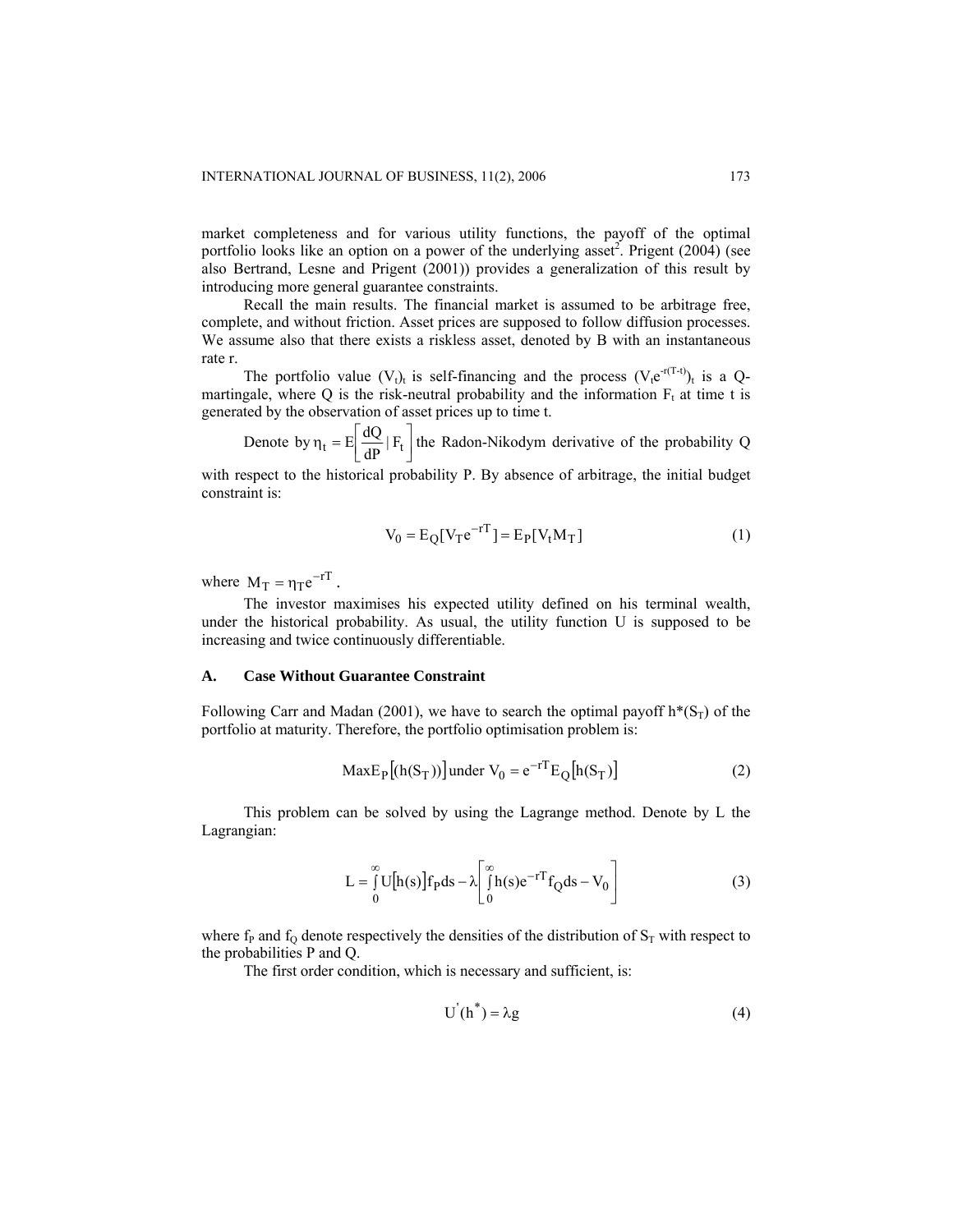market completeness and for various utility functions, the payoff of the optimal portfolio looks like an option on a power of the underlying asset[2]. Prigent (2004) (see also Bertrand, Lesne and Prigent (2001)) provides a generalization of this result by introducing more general guarantee constraints.

Recall the main results. The financial market is assumed to be arbitrage free, complete, and without friction. Asset prices are supposed to follow diffusion processes. We assume also that there exists a riskless asset, denoted by B with an instantaneous rate r.

The portfolio value $(V_t)_t$ is self-financing and the process $(V_t e^{-r(T-t)})_t$ is a Q-martingale, where Q is the risk-neutral probability and the information $F_t$ at time t is generated by the observation of asset prices up to time t.

Denote by $\eta_t = E\left[\frac{dQ}{dP} \mid F_t\right]$ the Radon-Nikodym derivative of the probability Q with respect to the historical probability P. By absence of arbitrage, the initial budget constraint is:

$$V_0 = E_Q[V_T e^{-rT}] = E_P[V_t M_T] \tag{1}$$

where $M_T = \eta_T e^{-rT}$.

The investor maximises his expected utility defined on his terminal wealth, under the historical probability. As usual, the utility function U is supposed to be increasing and twice continuously differentiable.

### A. Case Without Guarantee Constraint

Following Carr and Madan (2001), we have to search the optimal payoff $h^*(S_T)$ of the portfolio at maturity. Therefore, the portfolio optimisation problem is:

$$\text{Max} E_P\left[(h(S_T))\right] \text{under } V_0 = e^{-rT} E_Q\left[h(S_T)\right] \tag{2}$$

This problem can be solved by using the Lagrange method. Denote by L the Lagrangian:

$$L = \int_0^\infty U\left[h(s)\right] f_P ds - \lambda\left[\int_0^\infty h(s) e^{-rT} f_Q ds - V_0\right] \tag{3}$$

where $f_P$ and $f_Q$ denote respectively the densities of the distribution of $S_T$ with respect to the probabilities P and Q.

The first order condition, which is necessary and sufficient, is:

$$U'(h^*) = \lambda g \tag{4}$$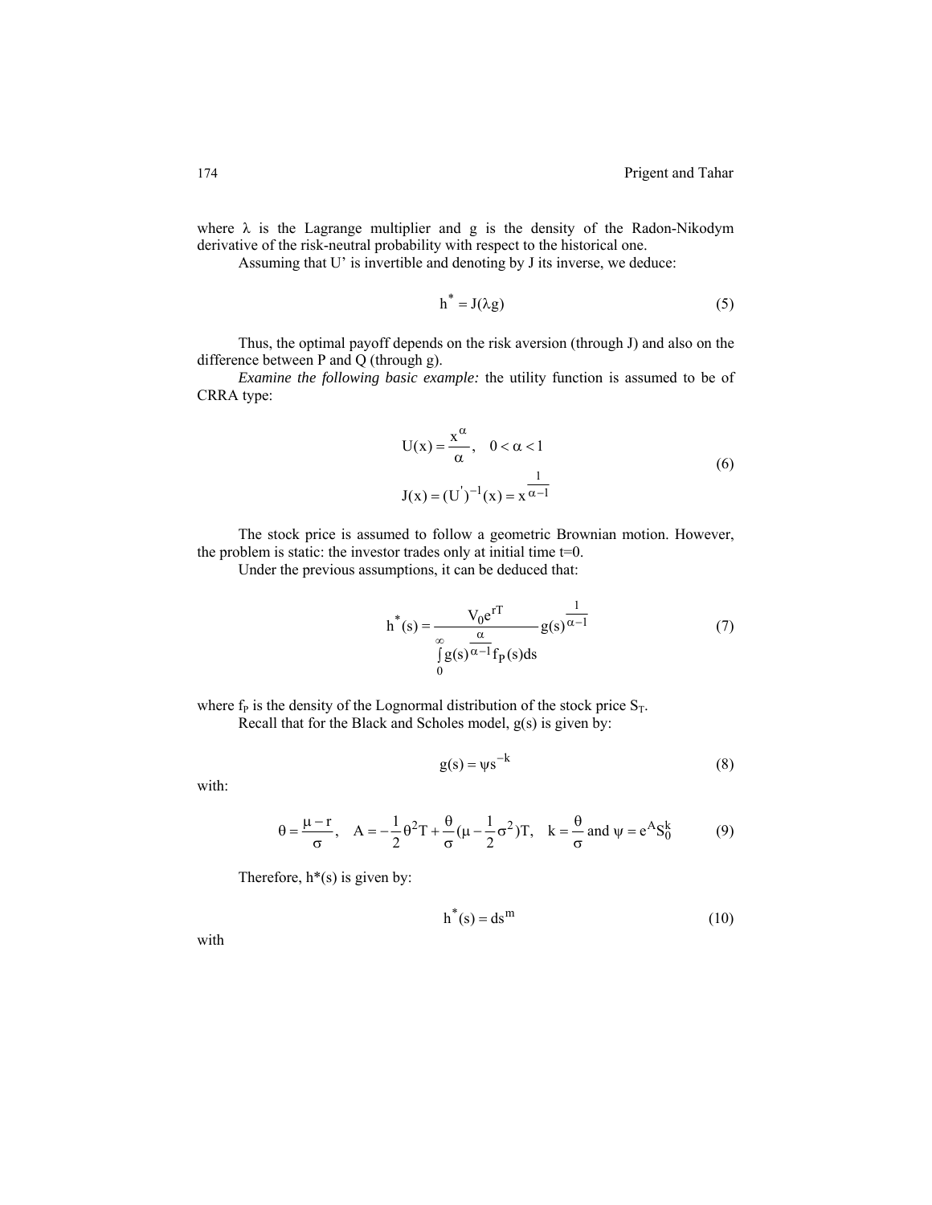where λ is the Lagrange multiplier and g is the density of the Radon-Nikodym derivative of the risk-neutral probability with respect to the historical one.

Assuming that U' is invertible and denoting by J its inverse, we deduce:

$$h^* = J(\lambda g) \tag{5}$$

Thus, the optimal payoff depends on the risk aversion (through J) and also on the difference between P and Q (through g).

*Examine the following basic example:* the utility function is assumed to be of CRRA type:

$$U(x) = \frac{x^\alpha}{\alpha}, \quad 0 < \alpha < 1$$
$$J(x) = (U')^{-1}(x) = x^{\frac{1}{\alpha - 1}} \tag{6}$$

The stock price is assumed to follow a geometric Brownian motion. However, the problem is static: the investor trades only at initial time t=0.

Under the previous assumptions, it can be deduced that:

$$h^*(s) = \frac{V_0 e^{rT}}{\int_0^\infty g(s)^{\frac{\alpha}{\alpha-1}} f_P(s) ds} g(s)^{\frac{1}{\alpha-1}} \tag{7}$$

where $f_P$ is the density of the Lognormal distribution of the stock price $S_T$.

Recall that for the Black and Scholes model, g(s) is given by:

$$g(s) = \psi s^{-k} \tag{8}$$

with:

$$\theta = \frac{\mu - r}{\sigma}, \quad A = -\frac{1}{2}\theta^2 T + \frac{\theta}{\sigma}(\mu - \frac{1}{2}\sigma^2)T, \quad k = \frac{\theta}{\sigma} \text{ and } \psi = e^A S_0^k \tag{9}$$

Therefore, h*(s) is given by:

$$h^*(s) = d s^m \tag{10}$$

with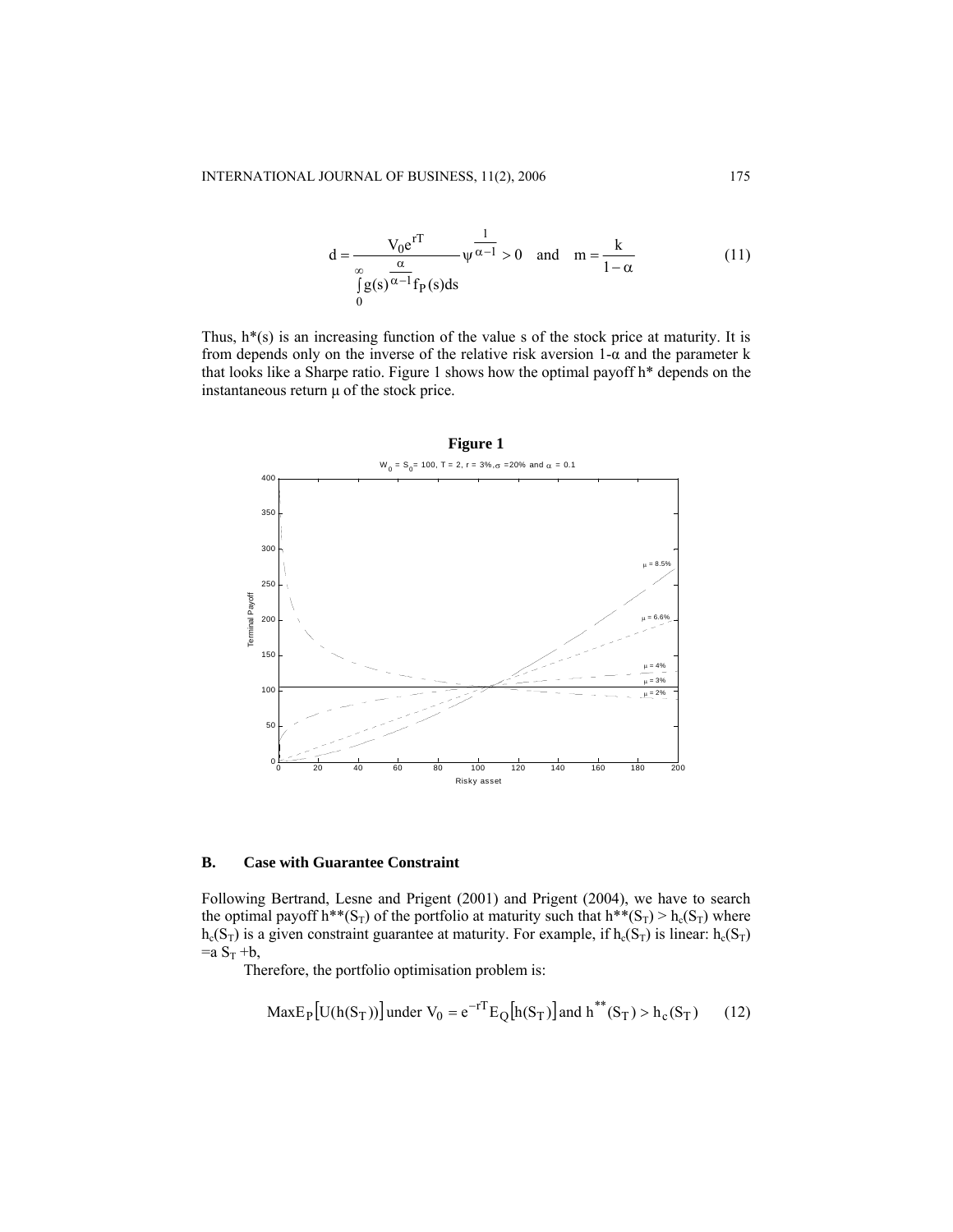$$d = \frac{V_0 e^{rT}}{\int_0^{\infty} g(s)^{\frac{\alpha}{\alpha-1}} f_P(s) ds} \psi^{\frac{1}{\alpha-1}} > 0 \quad \text{and} \quad m = \frac{k}{1-\alpha} \tag{11}$$

Thus, h*(s) is an increasing function of the value s of the stock price at maturity. It is from depends only on the inverse of the relative risk aversion 1-α and the parameter k that looks like a Sharpe ratio. Figure 1 shows how the optimal payoff h* depends on the instantaneous return μ of the stock price.

**Figure 1**

$W_0 = S_0 = 100$, $T = 2$, $r = 3\%$, $\sigma = 20\%$ and $\alpha = 0.1$

## B. Case with Guarantee Constraint

Following Bertrand, Lesne and Prigent (2001) and Prigent (2004), we have to search the optimal payoff $h^{**}(S_T)$ of the portfolio at maturity such that $h^{**}(S_T) > h_c(S_T)$ where $h_c(S_T)$ is a given constraint guarantee at maturity. For example, if $h_c(S_T)$ is linear: $h_c(S_T) = a\, S_T + b$,

Therefore, the portfolio optimisation problem is:

$$\text{Max} E_P\left[U(h(S_T))\right] \text{ under } V_0 = e^{-rT} E_Q\left[h(S_T)\right] \text{ and } h^{**}(S_T) > h_c(S_T) \tag{12}$$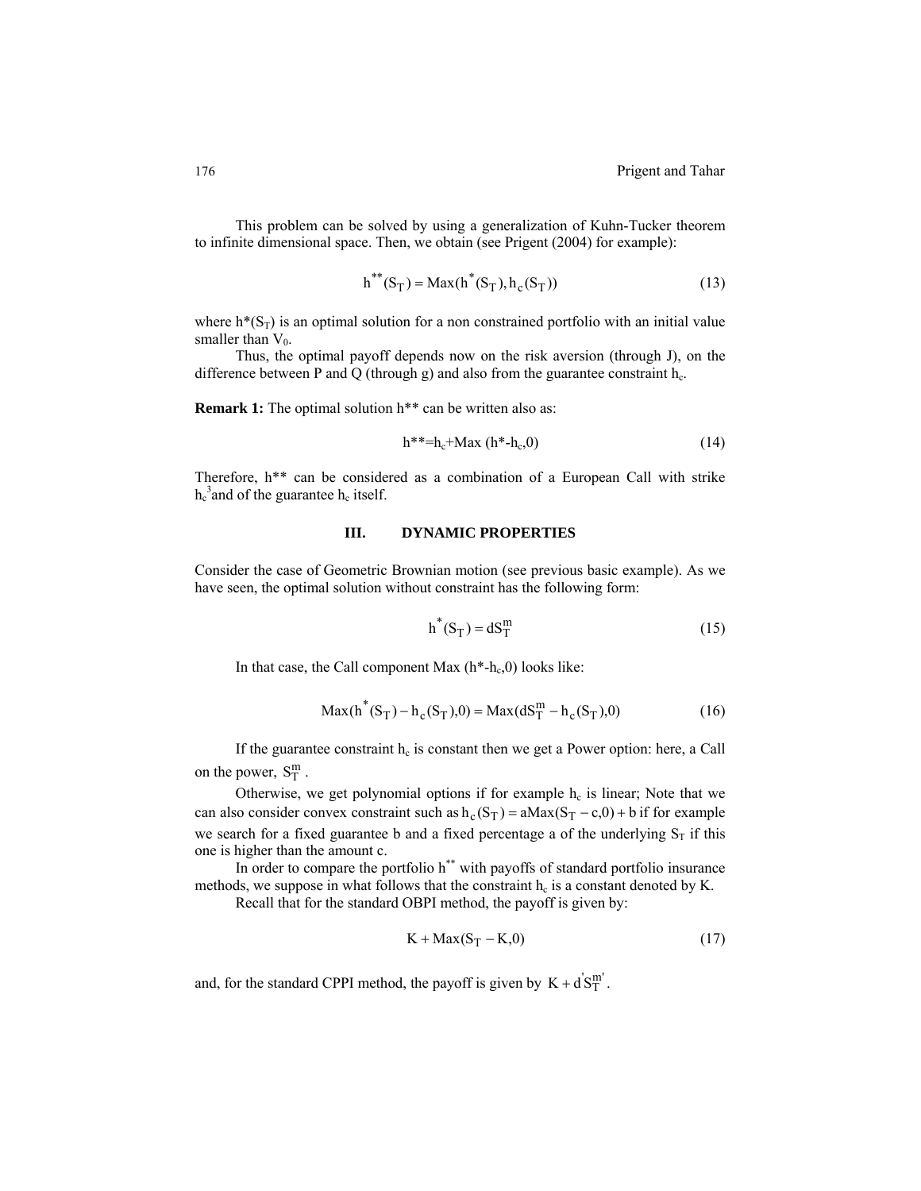This problem can be solved by using a generalization of Kuhn-Tucker theorem to infinite dimensional space. Then, we obtain (see Prigent (2004) for example):

$$h^{**}(S_T) = \text{Max}(h^*(S_T), h_c(S_T)) \tag{13}$$

where $h^*(S_T)$ is an optimal solution for a non constrained portfolio with an initial value smaller than $V_0$.

Thus, the optimal payoff depends now on the risk aversion (through J), on the difference between P and Q (through g) and also from the guarantee constraint $h_c$.

**Remark 1:** The optimal solution h** can be written also as:

$$h^{**} = h_c + \text{Max}(h^* - h_c, 0) \tag{14}$$

Therefore, h** can be considered as a combination of a European Call with strike $h_c$[3] and of the guarantee $h_c$ itself.

## III. DYNAMIC PROPERTIES

Consider the case of Geometric Brownian motion (see previous basic example). As we have seen, the optimal solution without constraint has the following form:

$$h^*(S_T) = dS_T^m \tag{15}$$

In that case, the Call component Max $(h^*-h_c,0)$ looks like:

$$\text{Max}(h^*(S_T) - h_c(S_T), 0) = \text{Max}(dS_T^m - h_c(S_T), 0) \tag{16}$$

If the guarantee constraint $h_c$ is constant then we get a Power option: here, a Call on the power, $S_T^m$.

Otherwise, we get polynomial options if for example $h_c$ is linear; Note that we can also consider convex constraint such as $h_c(S_T) = a\text{Max}(S_T - c, 0) + b$ if for example we search for a fixed guarantee b and a fixed percentage a of the underlying $S_T$ if this one is higher than the amount c.

In order to compare the portfolio $h^{**}$ with payoffs of standard portfolio insurance methods, we suppose in what follows that the constraint $h_c$ is a constant denoted by K.

Recall that for the standard OBPI method, the payoff is given by:

$$K + \text{Max}(S_T - K, 0) \tag{17}$$

and, for the standard CPPI method, the payoff is given by $K + d'S_T^{m'}$.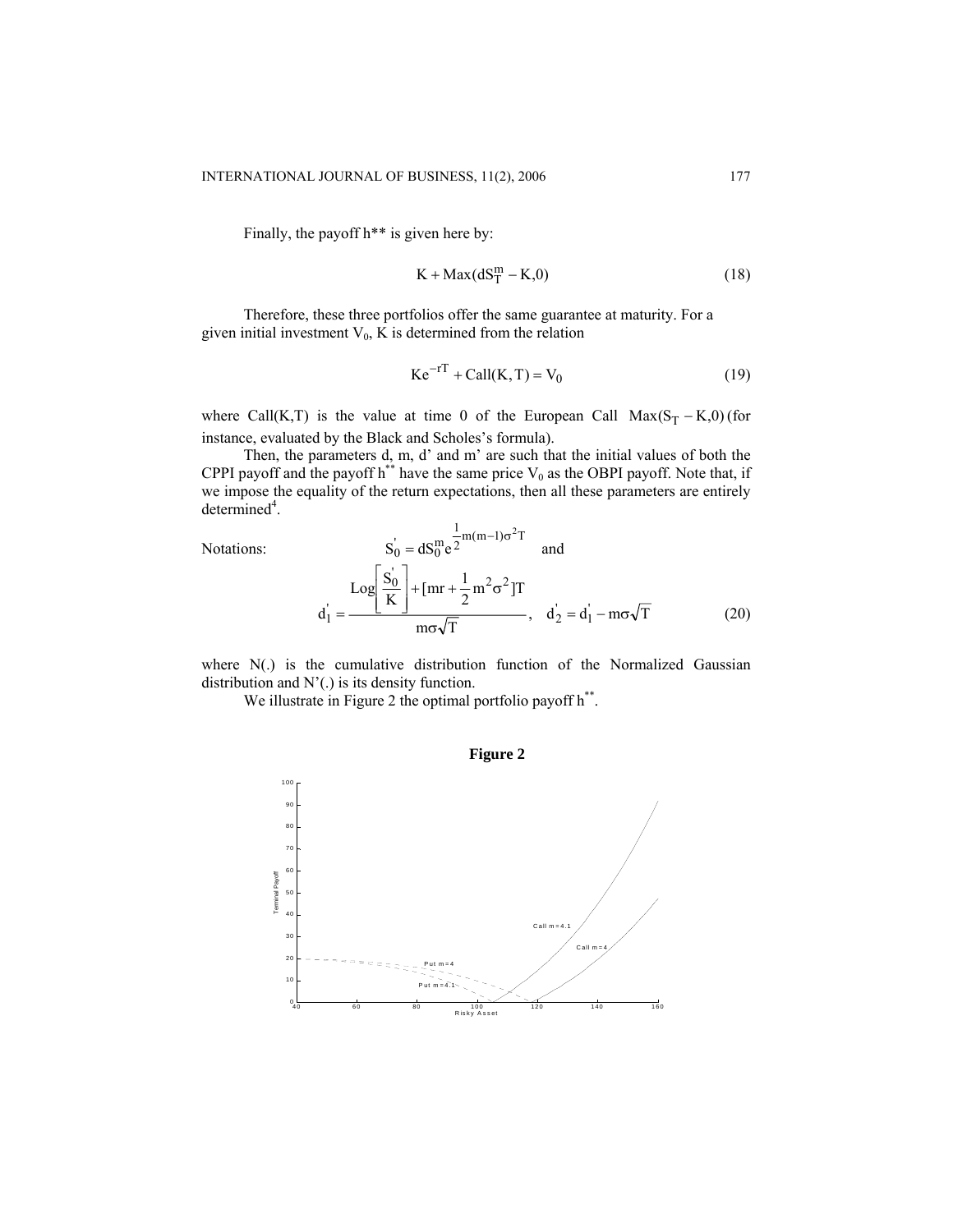Finally, the payoff h** is given here by:

$$K + \text{Max}(dS_T^m - K, 0) \tag{18}$$

Therefore, these three portfolios offer the same guarantee at maturity. For a given initial investment $V_0$, K is determined from the relation

$$Ke^{-rT} + \text{Call}(K, T) = V_0 \tag{19}$$

where Call(K,T) is the value at time 0 of the European Call $\text{Max}(S_T - K, 0)$ (for instance, evaluated by the Black and Scholes's formula).

Then, the parameters d, m, d' and m' are such that the initial values of both the CPPI payoff and the payoff $h^{**}$ have the same price $V_0$ as the OBPI payoff. Note that, if we impose the equality of the return expectations, then all these parameters are entirely determined[4].

Notations:

$$S_0' = dS_0^m e^{\frac{1}{2}m(m-1)\sigma^2 T} \quad \text{and}$$

$$d_1' = \frac{\text{Log}\left[\frac{S_0'}{K}\right] + [mr + \frac{1}{2}m^2\sigma^2]T}{m\sigma\sqrt{T}}, \quad d_2' = d_1' - m\sigma\sqrt{T} \tag{20}$$

where N(.) is the cumulative distribution function of the Normalized Gaussian distribution and N'(.) is its density function.

We illustrate in Figure 2 the optimal portfolio payoff $h^{**}$.

**Figure 2**

Terminal Payoff vs. Risky Asset (curves: Call m=4.1, Call m=4, Put m=4, Put m=4.1)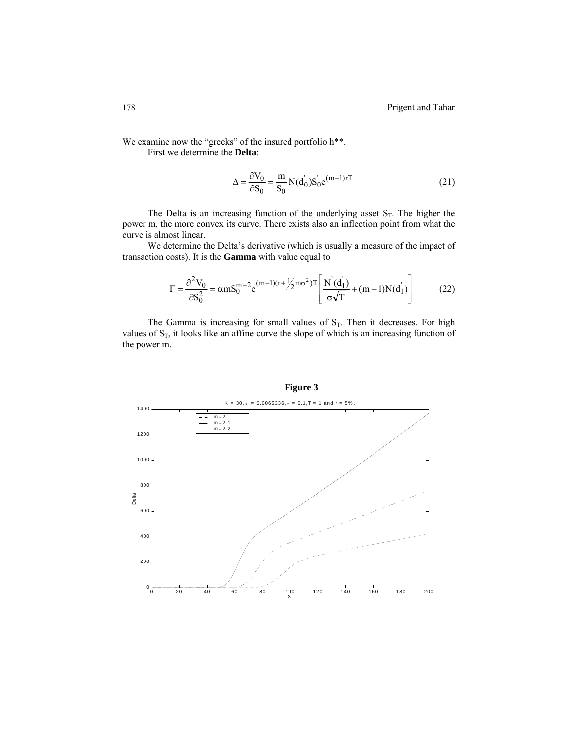We examine now the "greeks" of the insured portfolio h**.

First we determine the **Delta**:

$$\Delta = \frac{\partial V_0}{\partial S_0} = \frac{m}{S_0} N(d_0^{'}) S_0^{'} e^{(m-1)rT} \tag{21}$$

The Delta is an increasing function of the underlying asset $S_T$. The higher the power m, the more convex its curve. There exists also an inflection point from what the curve is almost linear.

We determine the Delta's derivative (which is usually a measure of the impact of transaction costs). It is the **Gamma** with value equal to

$$\Gamma = \frac{\partial^2 V_0}{\partial S_0^2} = \alpha m S_0^{m-2} e^{(m-1)(r+\frac{1}{2}m\sigma^2)T} \left[ \frac{N^{'}(d_1^{'})}{\sigma\sqrt{T}} + (m-1)N(d_1^{'}) \right] \tag{22}$$

The Gamma is increasing for small values of $S_T$. Then it decreases. For high values of $S_T$, it looks like an affine curve the slope of which is an increasing function of the power m.

**Figure 3**

K = 30, $\alpha$ = 0.0065336, $\sigma$ = 0.1, T = 1 and r = 5%.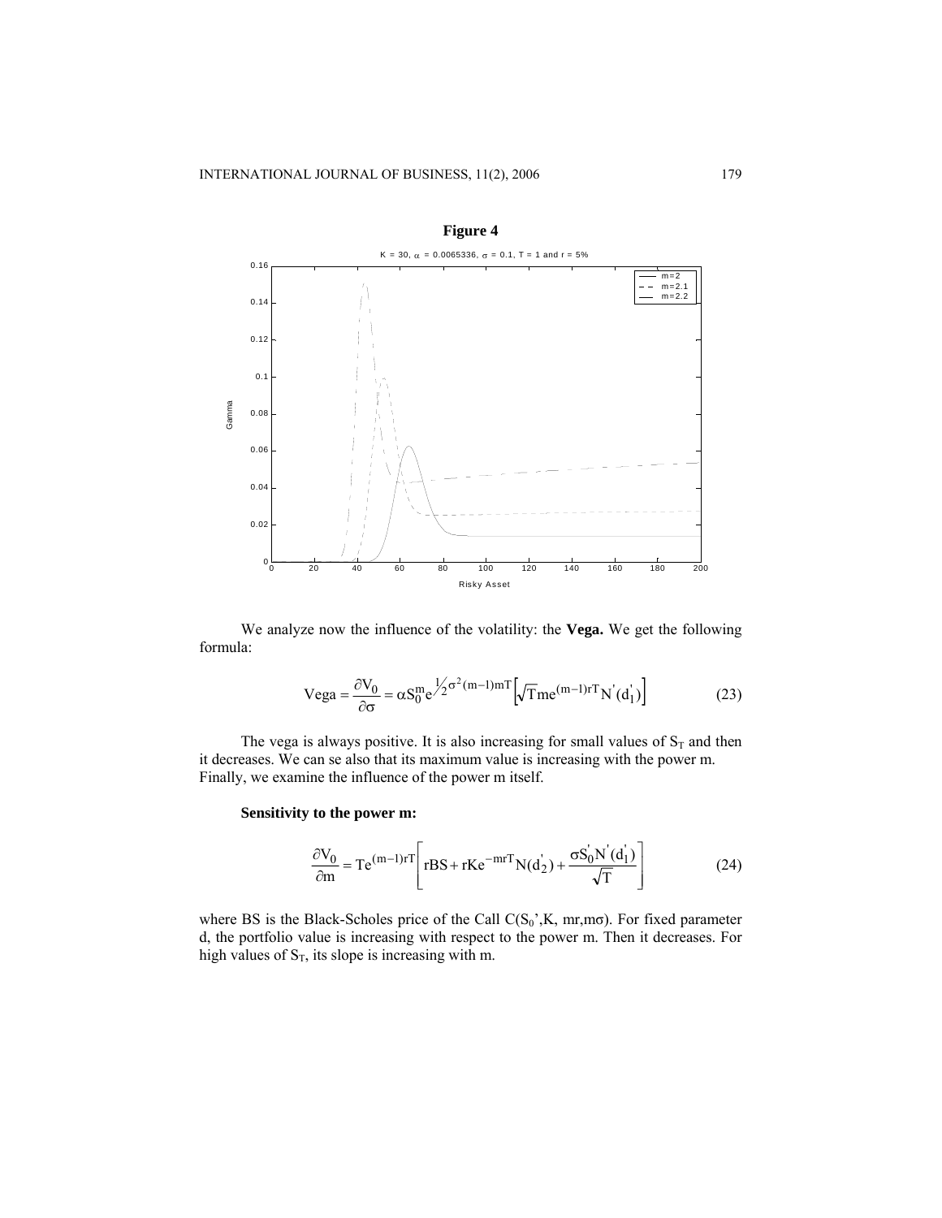**Figure 4**

We analyze now the influence of the volatility: the **Vega.** We get the following formula:

$$\text{Vega} = \frac{\partial V_0}{\partial \sigma} = \alpha S_0^m e^{\frac{1}{2}\sigma^2 (m-1)mT}\left[\sqrt{T} m e^{(m-1)rT} N'(d_1')\right] \tag{23}$$

The vega is always positive. It is also increasing for small values of $S_T$ and then it decreases. We can se also that its maximum value is increasing with the power m. Finally, we examine the influence of the power m itself.

**Sensitivity to the power m:**

$$\frac{\partial V_0}{\partial m} = Te^{(m-1)rT}\left[rBS + rKe^{-mrT}N(d_2') + \frac{\sigma S_0' N'(d_1')}{\sqrt{T}}\right] \tag{24}$$

where BS is the Black-Scholes price of the Call $C(S_0', K, mr, m\sigma)$. For fixed parameter d, the portfolio value is increasing with respect to the power m. Then it decreases. For high values of $S_T$, its slope is increasing with m.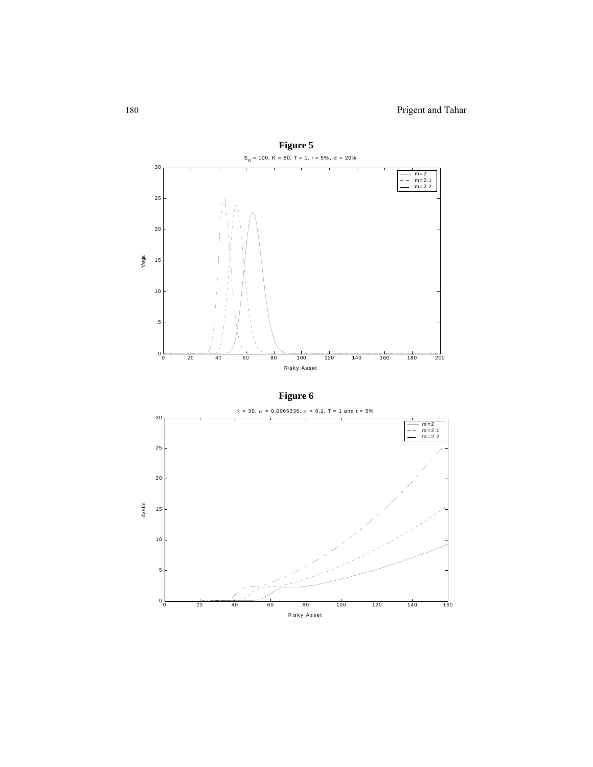**Figure 5**

$S_0$ = 100, K = 80, T = 1, r = 5%, $\sigma$ = 20%

**Figure 6**

K = 30, $\alpha$ = 0.0065336, $\sigma$ = 0.1, T = 1 and r = 5%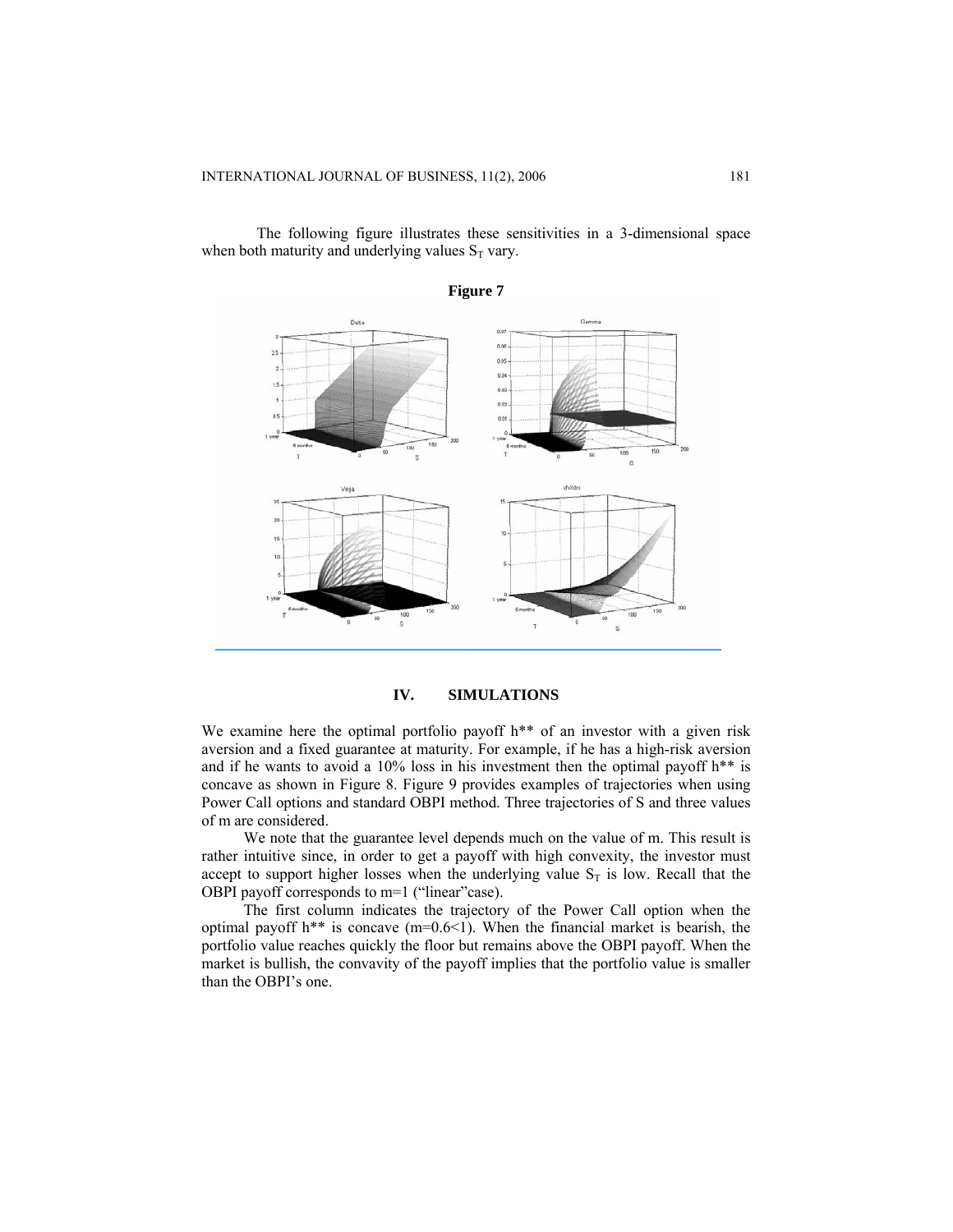The following figure illustrates these sensitivities in a 3-dimensional space when both maturity and underlying values $S_T$ vary.

**Figure 7**

## IV. SIMULATIONS

We examine here the optimal portfolio payoff h** of an investor with a given risk aversion and a fixed guarantee at maturity. For example, if he has a high-risk aversion and if he wants to avoid a 10% loss in his investment then the optimal payoff h** is concave as shown in Figure 8. Figure 9 provides examples of trajectories when using Power Call options and standard OBPI method. Three trajectories of S and three values of m are considered.

We note that the guarantee level depends much on the value of m. This result is rather intuitive since, in order to get a payoff with high convexity, the investor must accept to support higher losses when the underlying value $S_T$ is low. Recall that the OBPI payoff corresponds to m=1 ("linear"case).

The first column indicates the trajectory of the Power Call option when the optimal payoff h** is concave (m=0.6<1). When the financial market is bearish, the portfolio value reaches quickly the floor but remains above the OBPI payoff. When the market is bullish, the convavity of the payoff implies that the portfolio value is smaller than the OBPI's one.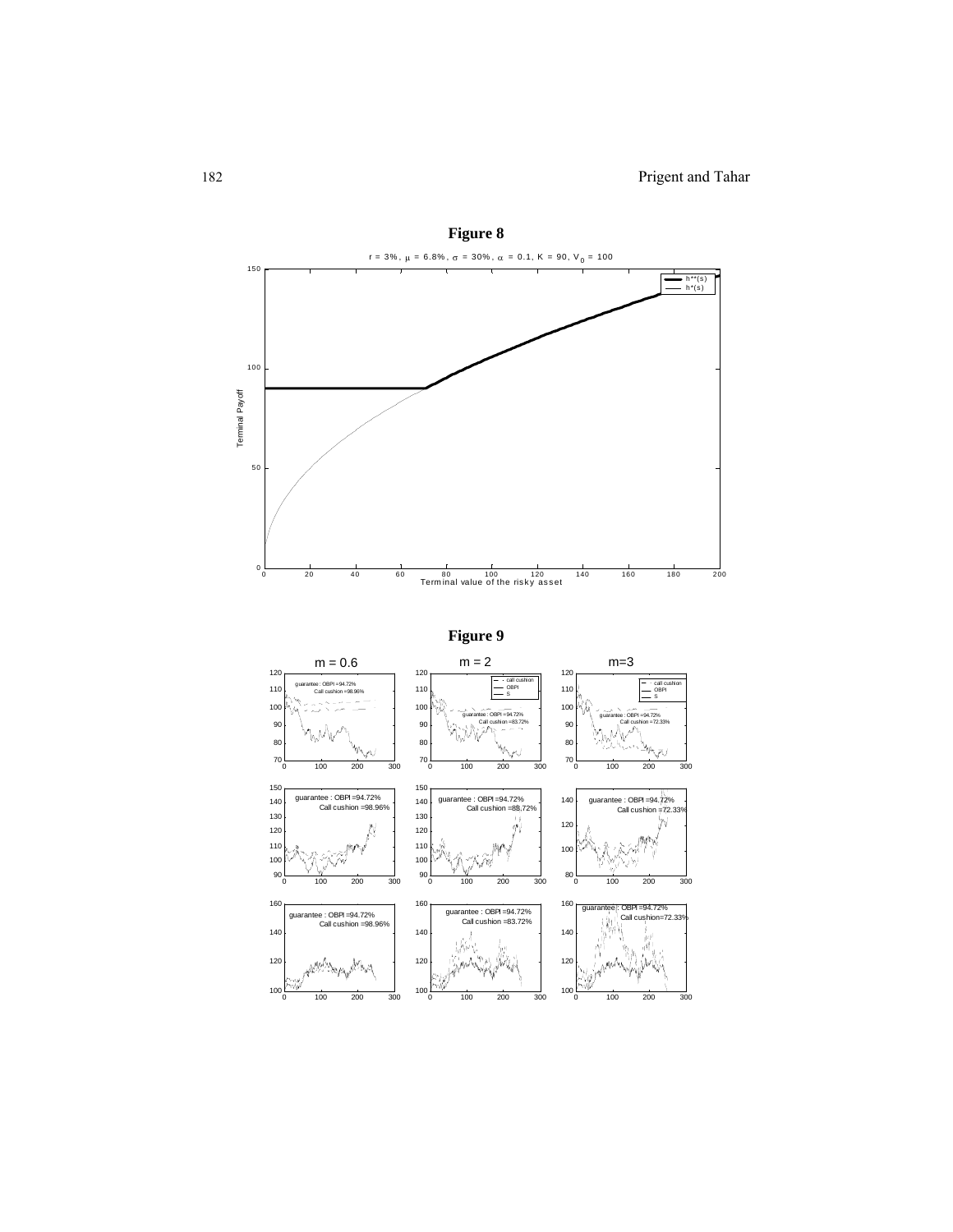**Figure 8**

$r$ = 3%, $\mu$ = 6.8%, $\sigma$ = 30%, $\alpha$ = 0.1, K = 90, $V_0$ = 100

**Figure 9**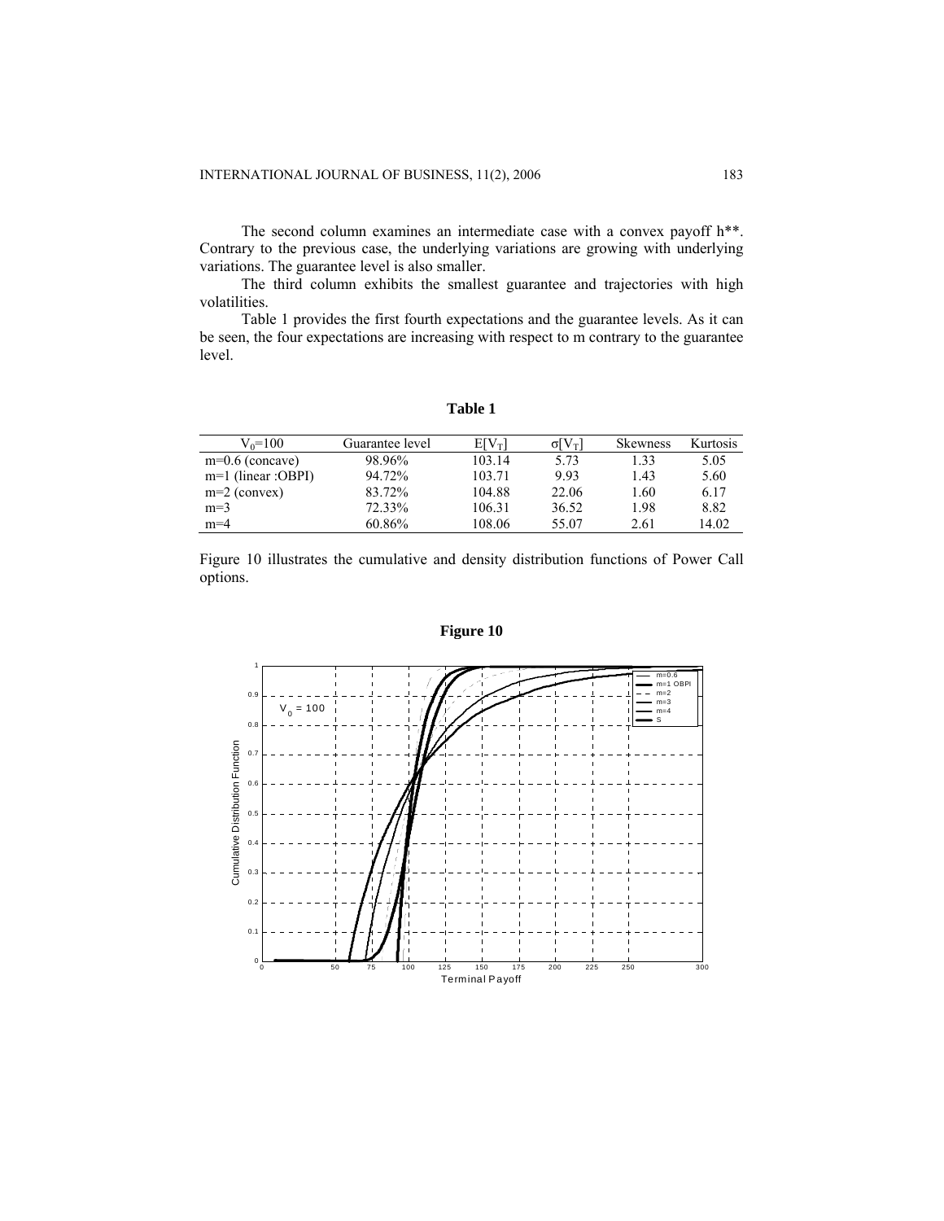The second column examines an intermediate case with a convex payoff h**. Contrary to the previous case, the underlying variations are growing with underlying variations. The guarantee level is also smaller.

The third column exhibits the smallest guarantee and trajectories with high volatilities.

Table 1 provides the first fourth expectations and the guarantee levels. As it can be seen, the four expectations are increasing with respect to m contrary to the guarantee level.

**Table 1**

| $V_0$=100 | Guarantee level | $E[V_T]$ | $\sigma[V_T]$ | Skewness | Kurtosis |
|---|---|---|---|---|---|
| m=0.6 (concave) | 98.96% | 103.14 | 5.73 | 1.33 | 5.05 |
| m=1 (linear :OBPI) | 94.72% | 103.71 | 9.93 | 1.43 | 5.60 |
| m=2 (convex) | 83.72% | 104.88 | 22.06 | 1.60 | 6.17 |
| m=3 | 72.33% | 106.31 | 36.52 | 1.98 | 8.82 |
| m=4 | 60.86% | 108.06 | 55.07 | 2.61 | 14.02 |

Figure 10 illustrates the cumulative and density distribution functions of Power Call options.

**Figure 10**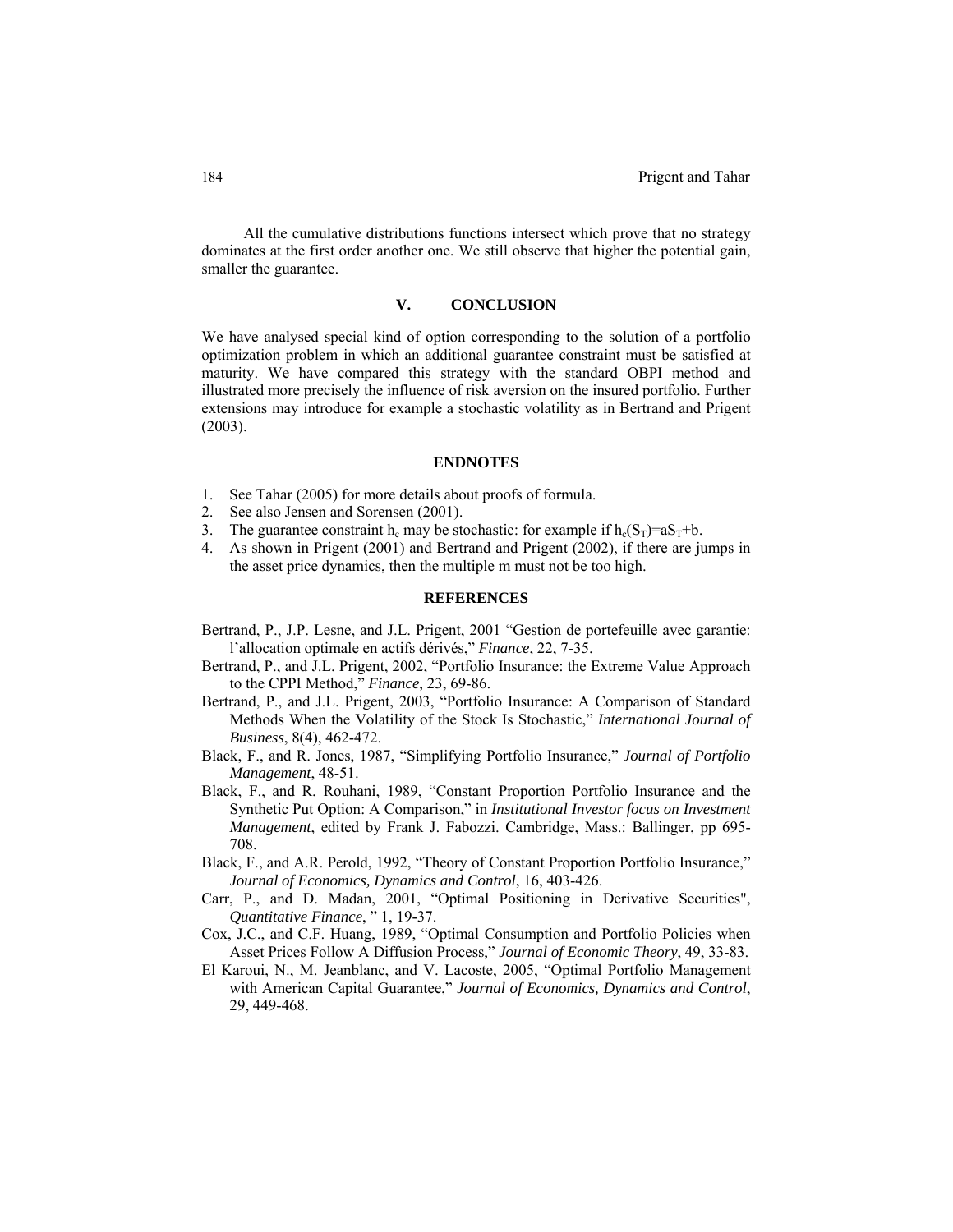All the cumulative distributions functions intersect which prove that no strategy dominates at the first order another one. We still observe that higher the potential gain, smaller the guarantee.

## V. CONCLUSION

We have analysed special kind of option corresponding to the solution of a portfolio optimization problem in which an additional guarantee constraint must be satisfied at maturity. We have compared this strategy with the standard OBPI method and illustrated more precisely the influence of risk aversion on the insured portfolio. Further extensions may introduce for example a stochastic volatility as in Bertrand and Prigent (2003).

## ENDNOTES

1. See Tahar (2005) for more details about proofs of formula.
2. See also Jensen and Sorensen (2001).
3. The guarantee constraint $h_c$ may be stochastic: for example if $h_c(S_T)=aS_T+b$.
4. As shown in Prigent (2001) and Bertrand and Prigent (2002), if there are jumps in the asset price dynamics, then the multiple m must not be too high.

## REFERENCES

Bertrand, P., J.P. Lesne, and J.L. Prigent, 2001 "Gestion de portefeuille avec garantie: l'allocation optimale en actifs dérivés," *Finance*, 22, 7-35.

Bertrand, P., and J.L. Prigent, 2002, "Portfolio Insurance: the Extreme Value Approach to the CPPI Method," *Finance*, 23, 69-86.

Bertrand, P., and J.L. Prigent, 2003, "Portfolio Insurance: A Comparison of Standard Methods When the Volatility of the Stock Is Stochastic," *International Journal of Business*, 8(4), 462-472.

Black, F., and R. Jones, 1987, "Simplifying Portfolio Insurance," *Journal of Portfolio Management*, 48-51.

Black, F., and R. Rouhani, 1989, "Constant Proportion Portfolio Insurance and the Synthetic Put Option: A Comparison," in *Institutional Investor focus on Investment Management*, edited by Frank J. Fabozzi. Cambridge, Mass.: Ballinger, pp 695-708.

Black, F., and A.R. Perold, 1992, "Theory of Constant Proportion Portfolio Insurance," *Journal of Economics, Dynamics and Control*, 16, 403-426.

Carr, P., and D. Madan, 2001, "Optimal Positioning in Derivative Securities", *Quantitative Finance*, " 1, 19-37.

Cox, J.C., and C.F. Huang, 1989, "Optimal Consumption and Portfolio Policies when Asset Prices Follow A Diffusion Process," *Journal of Economic Theory*, 49, 33-83.

El Karoui, N., M. Jeanblanc, and V. Lacoste, 2005, "Optimal Portfolio Management with American Capital Guarantee," *Journal of Economics, Dynamics and Control*, 29, 449-468.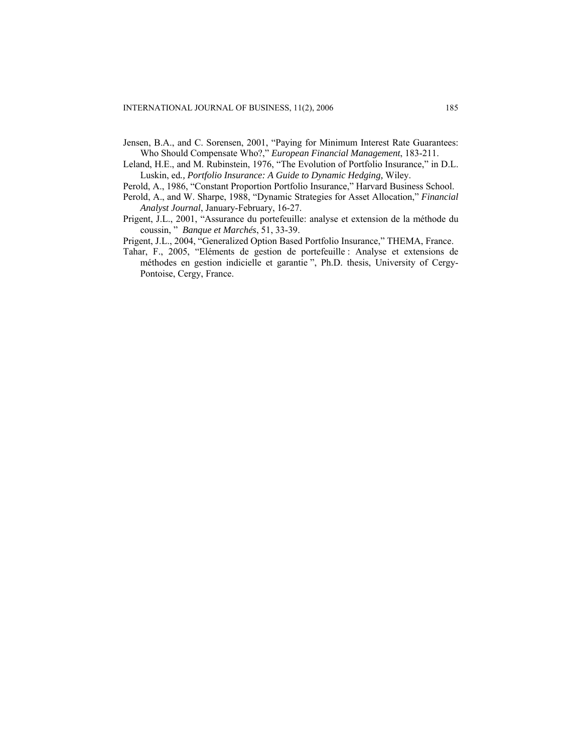Jensen, B.A., and C. Sorensen, 2001, "Paying for Minimum Interest Rate Guarantees: Who Should Compensate Who?," *European Financial Management*, 183-211.

Leland, H.E., and M. Rubinstein, 1976, "The Evolution of Portfolio Insurance," in D.L. Luskin, ed*., Portfolio Insurance: A Guide to Dynamic Hedging,* Wiley.

Perold, A., 1986, "Constant Proportion Portfolio Insurance," Harvard Business School.

Perold, A., and W. Sharpe, 1988, "Dynamic Strategies for Asset Allocation," *Financial Analyst Journal*, January-February, 16-27.

Prigent, J.L., 2001, "Assurance du portefeuille: analyse et extension de la méthode du coussin, " *Banque et Marchés*, 51, 33-39.

Prigent, J.L., 2004, "Generalized Option Based Portfolio Insurance," THEMA, France.

Tahar, F., 2005, "Eléments de gestion de portefeuille : Analyse et extensions de méthodes en gestion indicielle et garantie ", Ph.D. thesis, University of Cergy-Pontoise, Cergy, France.